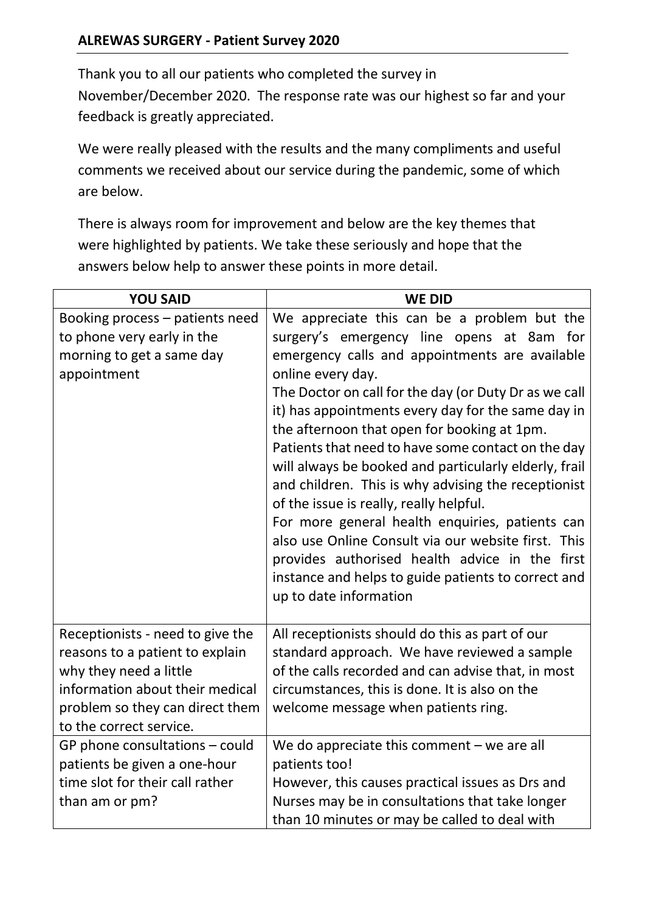## ALREWAS SURGERY - Patient Survey 2020

Thank you to all our patients who completed the survey in November/December 2020. The response rate was our highest so far and your feedback is greatly appreciated.

We were really pleased with the results and the many compliments and useful comments we received about our service during the pandemic, some of which are below.

There is always room for improvement and below are the key themes that were highlighted by patients. We take these seriously and hope that the answers below help to answer these points in more detail.

| YOU SAID | WE DID |
|---|---|
| Booking process – patients need to phone very early in the morning to get a same day appointment | We appreciate this can be a problem but the surgery's emergency line opens at 8am for emergency calls and appointments are available online every day.<br>The Doctor on call for the day (or Duty Dr as we call it) has appointments every day for the same day in the afternoon that open for booking at 1pm.<br>Patients that need to have some contact on the day will always be booked and particularly elderly, frail and children. This is why advising the receptionist of the issue is really, really helpful.<br>For more general health enquiries, patients can also use Online Consult via our website first. This provides authorised health advice in the first instance and helps to guide patients to correct and up to date information |
| Receptionists - need to give the reasons to a patient to explain why they need a little information about their medical problem so they can direct them to the correct service. | All receptionists should do this as part of our standard approach. We have reviewed a sample of the calls recorded and can advise that, in most circumstances, this is done. It is also on the welcome message when patients ring. |
| GP phone consultations – could patients be given a one-hour time slot for their call rather than am or pm? | We do appreciate this comment – we are all patients too!<br>However, this causes practical issues as Drs and Nurses may be in consultations that take longer than 10 minutes or may be called to deal with |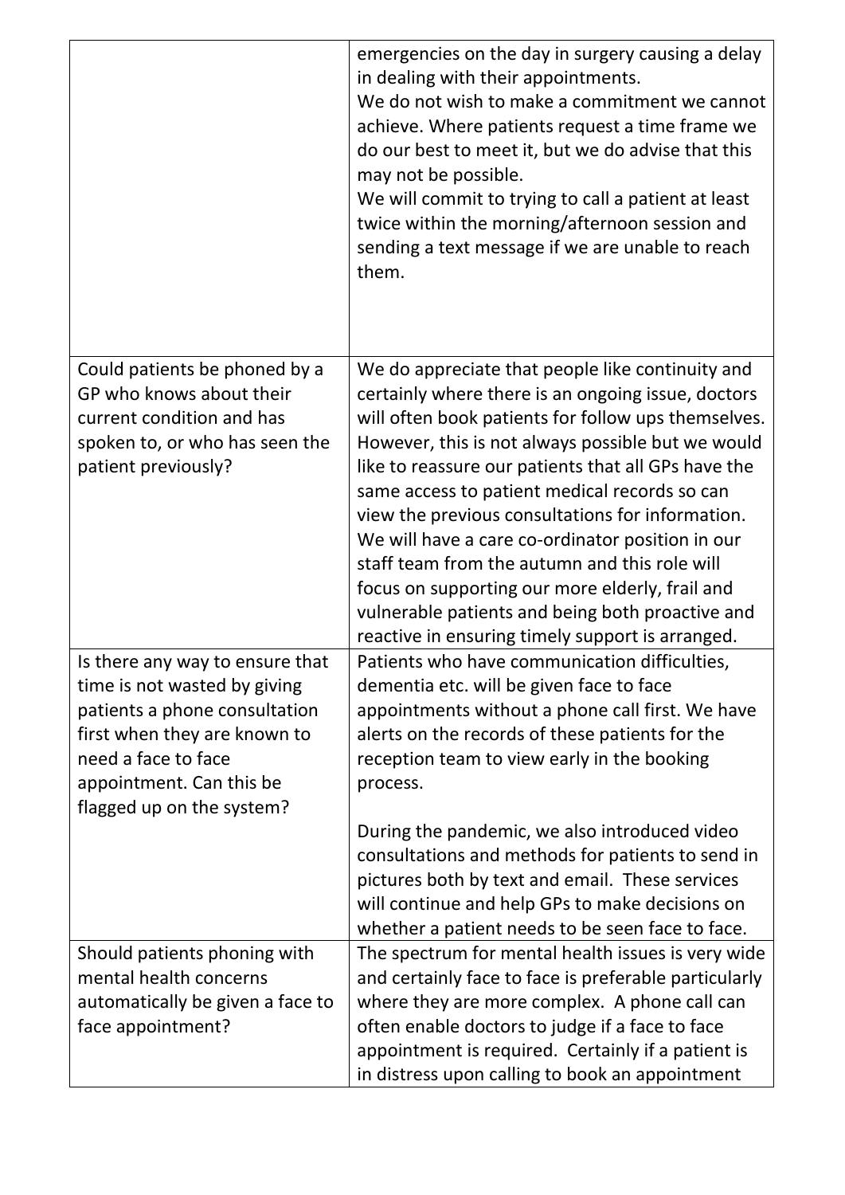| | |
|---|---|
| | emergencies on the day in surgery causing a delay in dealing with their appointments.<br>We do not wish to make a commitment we cannot achieve. Where patients request a time frame we do our best to meet it, but we do advise that this may not be possible.<br>We will commit to trying to call a patient at least twice within the morning/afternoon session and sending a text message if we are unable to reach them. |
| Could patients be phoned by a GP who knows about their current condition and has spoken to, or who has seen the patient previously? | We do appreciate that people like continuity and certainly where there is an ongoing issue, doctors will often book patients for follow ups themselves. However, this is not always possible but we would like to reassure our patients that all GPs have the same access to patient medical records so can view the previous consultations for information.<br>We will have a care co-ordinator position in our staff team from the autumn and this role will focus on supporting our more elderly, frail and vulnerable patients and being both proactive and reactive in ensuring timely support is arranged. |
| Is there any way to ensure that time is not wasted by giving patients a phone consultation first when they are known to need a face to face appointment. Can this be flagged up on the system? | Patients who have communication difficulties, dementia etc. will be given face to face appointments without a phone call first. We have alerts on the records of these patients for the reception team to view early in the booking process.<br><br>During the pandemic, we also introduced video consultations and methods for patients to send in pictures both by text and email. These services will continue and help GPs to make decisions on whether a patient needs to be seen face to face. |
| Should patients phoning with mental health concerns automatically be given a face to face appointment? | The spectrum for mental health issues is very wide and certainly face to face is preferable particularly where they are more complex. A phone call can often enable doctors to judge if a face to face appointment is required. Certainly if a patient is in distress upon calling to book an appointment |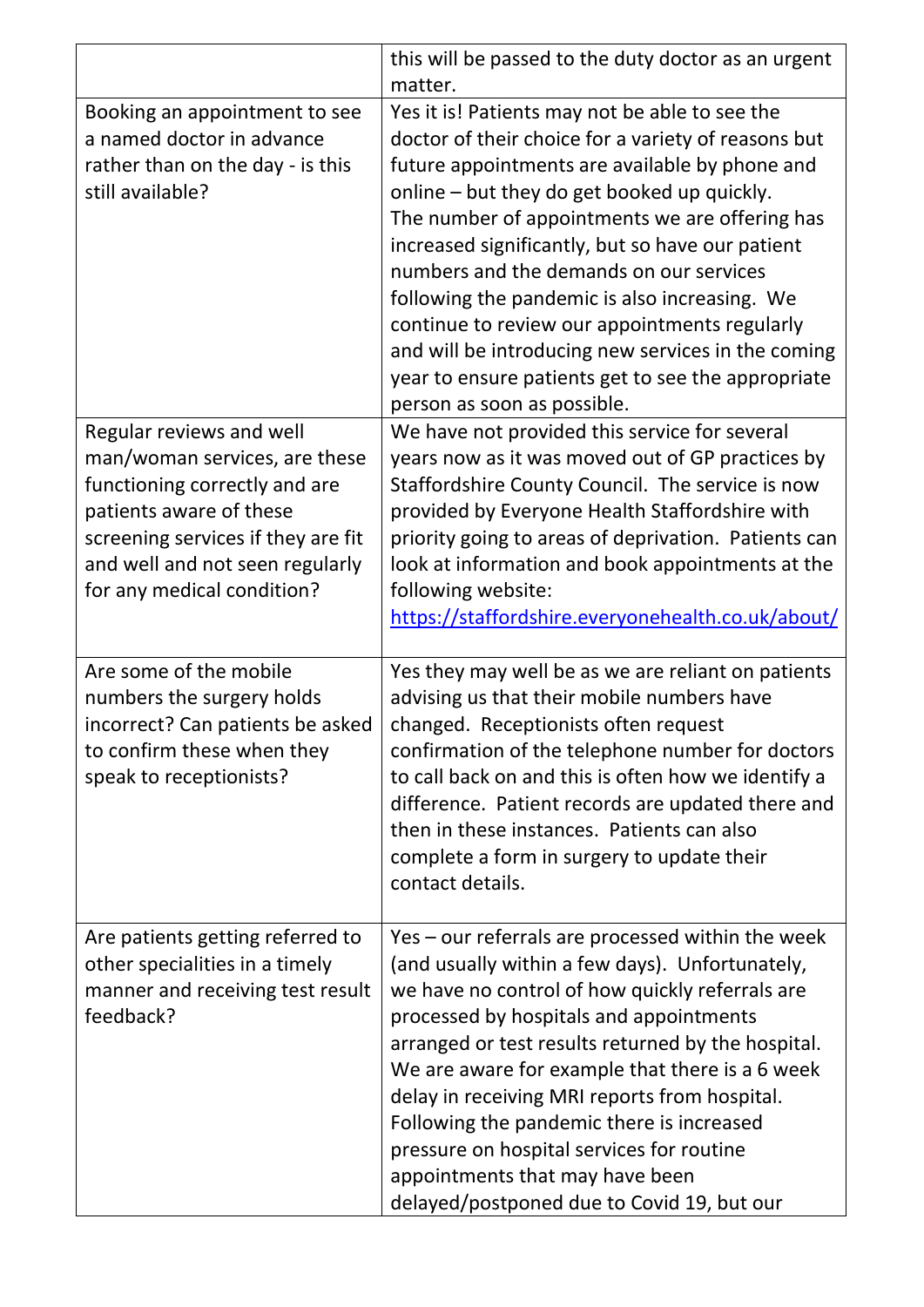| | |
|---|---|
| | this will be passed to the duty doctor as an urgent matter. |
| Booking an appointment to see a named doctor in advance rather than on the day - is this still available? | Yes it is! Patients may not be able to see the doctor of their choice for a variety of reasons but future appointments are available by phone and online – but they do get booked up quickly.<br>The number of appointments we are offering has increased significantly, but so have our patient numbers and the demands on our services following the pandemic is also increasing. We continue to review our appointments regularly and will be introducing new services in the coming year to ensure patients get to see the appropriate person as soon as possible. |
| Regular reviews and well man/woman services, are these functioning correctly and are patients aware of these screening services if they are fit and well and not seen regularly for any medical condition? | We have not provided this service for several years now as it was moved out of GP practices by Staffordshire County Council. The service is now provided by Everyone Health Staffordshire with priority going to areas of deprivation. Patients can look at information and book appointments at the following website:<br>[https://staffordshire.everyonehealth.co.uk/about/](https://staffordshire.everyonehealth.co.uk/about/) |
| Are some of the mobile numbers the surgery holds incorrect? Can patients be asked to confirm these when they speak to receptionists? | Yes they may well be as we are reliant on patients advising us that their mobile numbers have changed. Receptionists often request confirmation of the telephone number for doctors to call back on and this is often how we identify a difference. Patient records are updated there and then in these instances. Patients can also complete a form in surgery to update their contact details. |
| Are patients getting referred to other specialities in a timely manner and receiving test result feedback? | Yes – our referrals are processed within the week (and usually within a few days). Unfortunately, we have no control of how quickly referrals are processed by hospitals and appointments arranged or test results returned by the hospital. We are aware for example that there is a 6 week delay in receiving MRI reports from hospital. Following the pandemic there is increased pressure on hospital services for routine appointments that may have been delayed/postponed due to Covid 19, but our |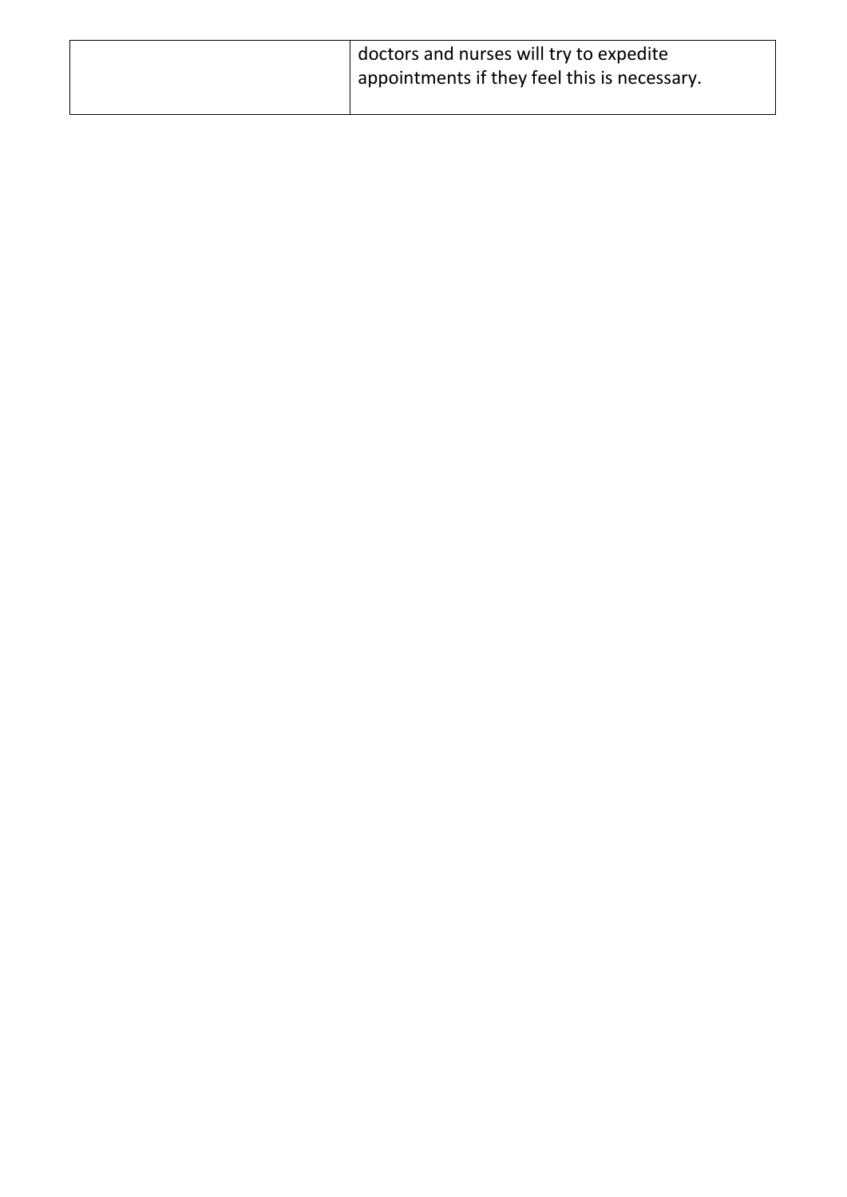| | |
|---|---|
| | doctors and nurses will try to expedite appointments if they feel this is necessary. |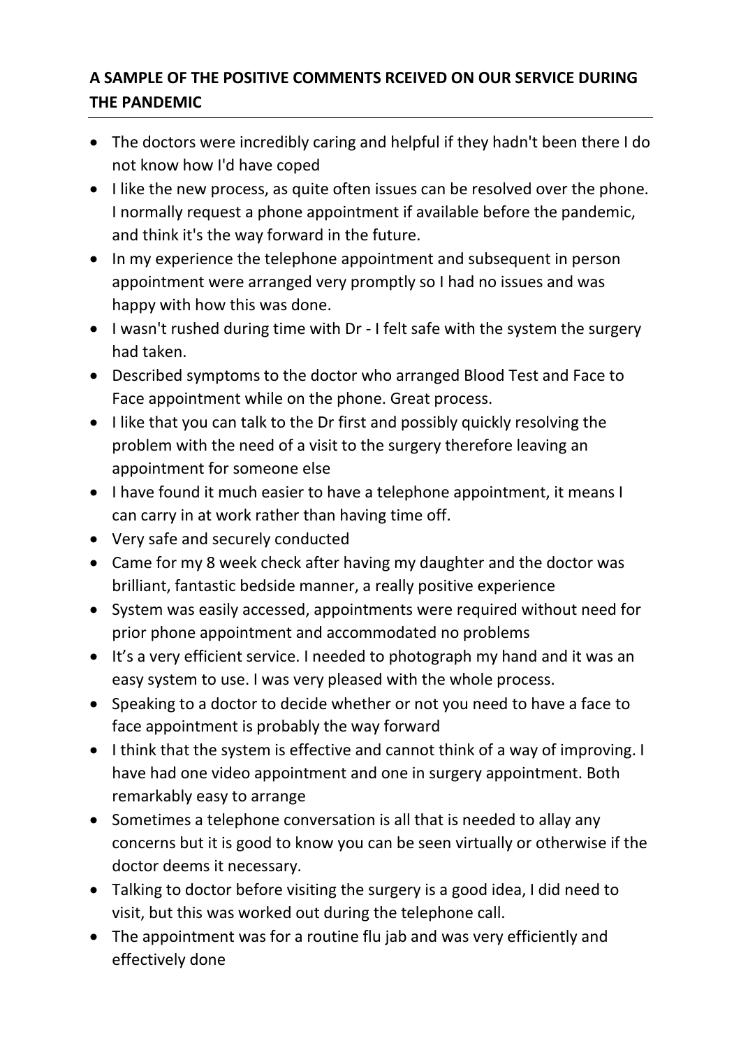**A SAMPLE OF THE POSITIVE COMMENTS RCEIVED ON OUR SERVICE DURING THE PANDEMIC**

---

- The doctors were incredibly caring and helpful if they hadn't been there I do not know how I'd have coped
- I like the new process, as quite often issues can be resolved over the phone. I normally request a phone appointment if available before the pandemic, and think it's the way forward in the future.
- In my experience the telephone appointment and subsequent in person appointment were arranged very promptly so I had no issues and was happy with how this was done.
- I wasn't rushed during time with Dr - I felt safe with the system the surgery had taken.
- Described symptoms to the doctor who arranged Blood Test and Face to Face appointment while on the phone. Great process.
- I like that you can talk to the Dr first and possibly quickly resolving the problem with the need of a visit to the surgery therefore leaving an appointment for someone else
- I have found it much easier to have a telephone appointment, it means I can carry in at work rather than having time off.
- Very safe and securely conducted
- Came for my 8 week check after having my daughter and the doctor was brilliant, fantastic bedside manner, a really positive experience
- System was easily accessed, appointments were required without need for prior phone appointment and accommodated no problems
- It's a very efficient service. I needed to photograph my hand and it was an easy system to use. I was very pleased with the whole process.
- Speaking to a doctor to decide whether or not you need to have a face to face appointment is probably the way forward
- I think that the system is effective and cannot think of a way of improving. I have had one video appointment and one in surgery appointment. Both remarkably easy to arrange
- Sometimes a telephone conversation is all that is needed to allay any concerns but it is good to know you can be seen virtually or otherwise if the doctor deems it necessary.
- Talking to doctor before visiting the surgery is a good idea, I did need to visit, but this was worked out during the telephone call.
- The appointment was for a routine flu jab and was very efficiently and effectively done